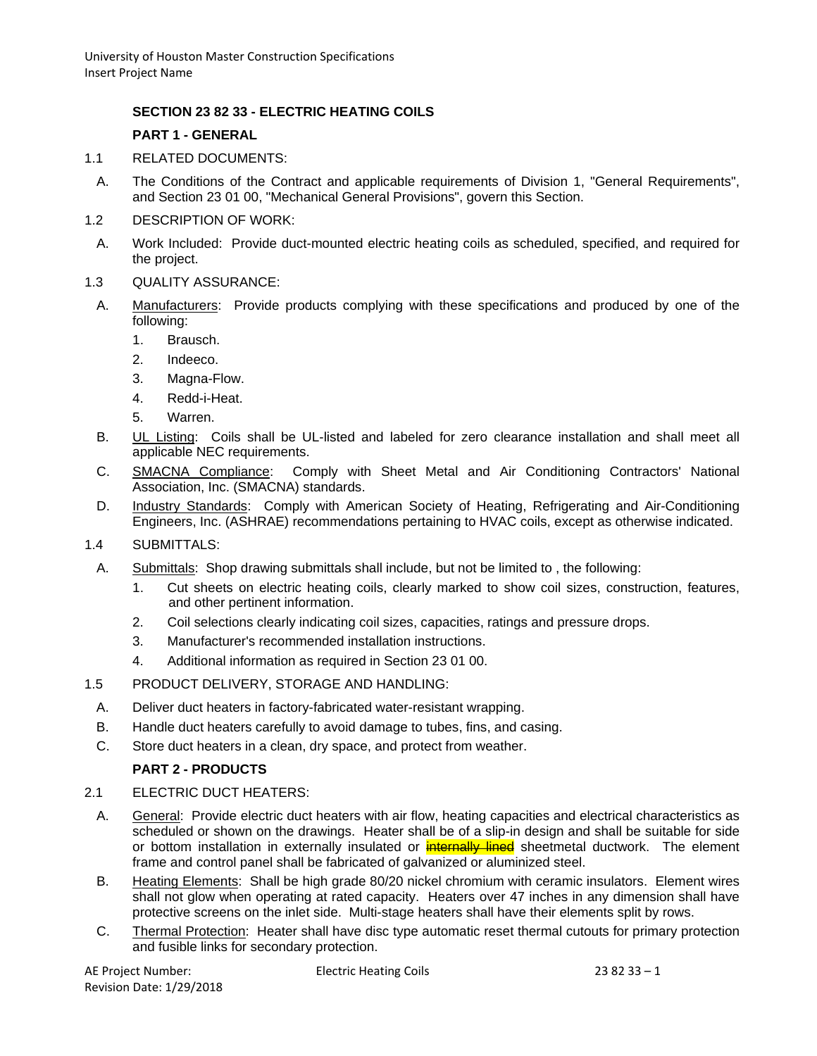## SECTION 23 82 33 - ELECTRIC HEATING COILS

### PART 1 - GENERAL

1.1 RELATED DOCUMENTS:

A. The Conditions of the Contract and applicable requirements of Division 1, "General Requirements", and Section 23 01 00, "Mechanical General Provisions", govern this Section.

1.2 DESCRIPTION OF WORK:

A. Work Included: Provide duct-mounted electric heating coils as scheduled, specified, and required for the project.

1.3 QUALITY ASSURANCE:

A. Manufacturers: Provide products complying with these specifications and produced by one of the following:

1. Brausch.
2. Indeeco.
3. Magna-Flow.
4. Redd-i-Heat.
5. Warren.

B. UL Listing: Coils shall be UL-listed and labeled for zero clearance installation and shall meet all applicable NEC requirements.

C. SMACNA Compliance: Comply with Sheet Metal and Air Conditioning Contractors' National Association, Inc. (SMACNA) standards.

D. Industry Standards: Comply with American Society of Heating, Refrigerating and Air-Conditioning Engineers, Inc. (ASHRAE) recommendations pertaining to HVAC coils, except as otherwise indicated.

1.4 SUBMITTALS:

A. Submittals: Shop drawing submittals shall include, but not be limited to , the following:

1. Cut sheets on electric heating coils, clearly marked to show coil sizes, construction, features, and other pertinent information.
2. Coil selections clearly indicating coil sizes, capacities, ratings and pressure drops.
3. Manufacturer's recommended installation instructions.
4. Additional information as required in Section 23 01 00.

1.5 PRODUCT DELIVERY, STORAGE AND HANDLING:

A. Deliver duct heaters in factory-fabricated water-resistant wrapping.

B. Handle duct heaters carefully to avoid damage to tubes, fins, and casing.

C. Store duct heaters in a clean, dry space, and protect from weather.

### PART 2 - PRODUCTS

2.1 ELECTRIC DUCT HEATERS:

A. General: Provide electric duct heaters with air flow, heating capacities and electrical characteristics as scheduled or shown on the drawings. Heater shall be of a slip-in design and shall be suitable for side or bottom installation in externally insulated or ~~internally lined~~ sheetmetal ductwork. The element frame and control panel shall be fabricated of galvanized or aluminized steel.

B. Heating Elements: Shall be high grade 80/20 nickel chromium with ceramic insulators. Element wires shall not glow when operating at rated capacity. Heaters over 47 inches in any dimension shall have protective screens on the inlet side. Multi-stage heaters shall have their elements split by rows.

C. Thermal Protection: Heater shall have disc type automatic reset thermal cutouts for primary protection and fusible links for secondary protection.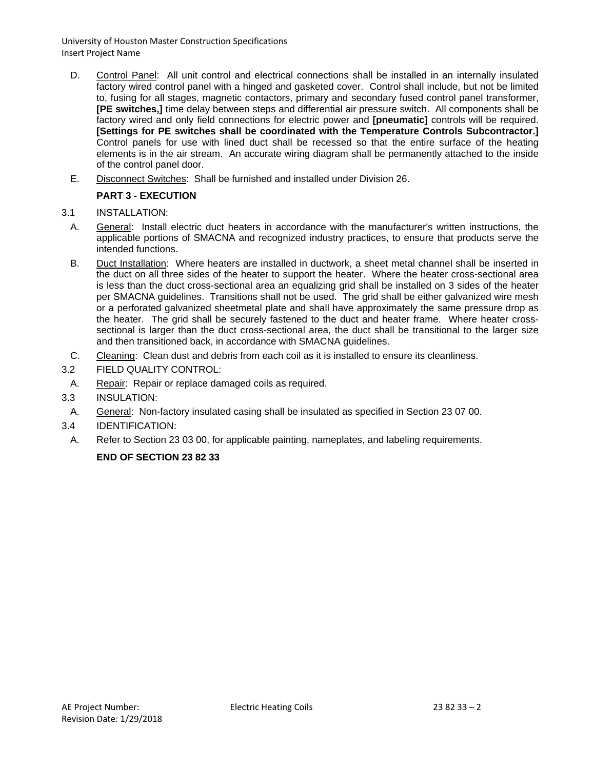D. Control Panel: All unit control and electrical connections shall be installed in an internally insulated factory wired control panel with a hinged and gasketed cover. Control shall include, but not be limited to, fusing for all stages, magnetic contactors, primary and secondary fused control panel transformer, **[PE switches,]** time delay between steps and differential air pressure switch. All components shall be factory wired and only field connections for electric power and **[pneumatic]** controls will be required. **[Settings for PE switches shall be coordinated with the Temperature Controls Subcontractor.]** Control panels for use with lined duct shall be recessed so that the entire surface of the heating elements is in the air stream. An accurate wiring diagram shall be permanently attached to the inside of the control panel door.

E. Disconnect Switches: Shall be furnished and installed under Division 26.

## PART 3 - EXECUTION

3.1 INSTALLATION:

A. General: Install electric duct heaters in accordance with the manufacturer's written instructions, the applicable portions of SMACNA and recognized industry practices, to ensure that products serve the intended functions.

B. Duct Installation: Where heaters are installed in ductwork, a sheet metal channel shall be inserted in the duct on all three sides of the heater to support the heater. Where the heater cross-sectional area is less than the duct cross-sectional area an equalizing grid shall be installed on 3 sides of the heater per SMACNA guidelines. Transitions shall not be used. The grid shall be either galvanized wire mesh or a perforated galvanized sheetmetal plate and shall have approximately the same pressure drop as the heater. The grid shall be securely fastened to the duct and heater frame. Where heater cross-sectional is larger than the duct cross-sectional area, the duct shall be transitional to the larger size and then transitioned back, in accordance with SMACNA guidelines.

C. Cleaning: Clean dust and debris from each coil as it is installed to ensure its cleanliness.

3.2 FIELD QUALITY CONTROL:

A. Repair: Repair or replace damaged coils as required.

3.3 INSULATION:

A. General: Non-factory insulated casing shall be insulated as specified in Section 23 07 00.

3.4 IDENTIFICATION:

A. Refer to Section 23 03 00, for applicable painting, nameplates, and labeling requirements.

**END OF SECTION 23 82 33**